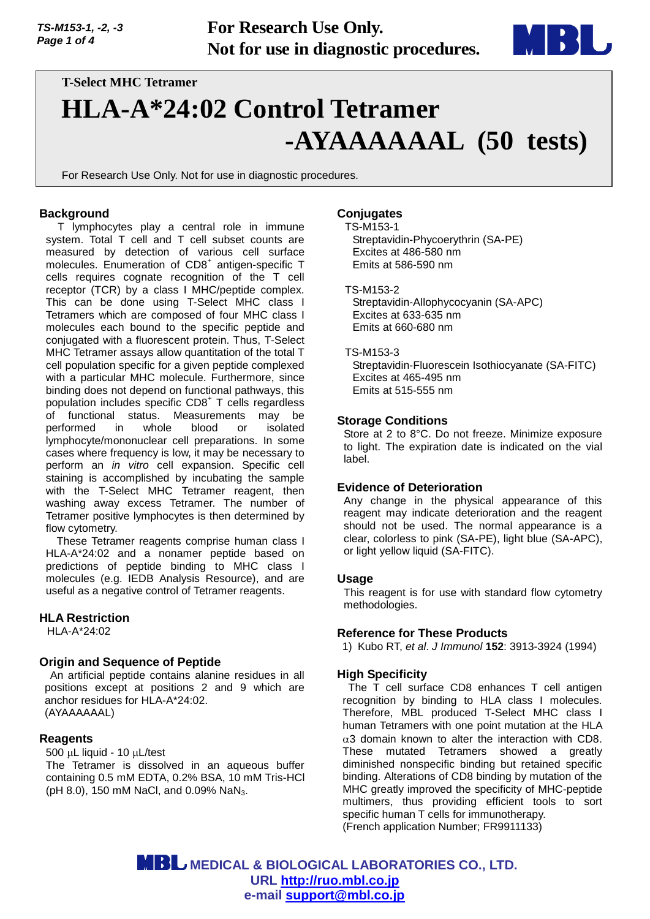For Research Use Only.
Not for use in diagnostic procedures.

T-Select MHC Tetramer

# HLA-A*24:02 Control Tetramer -AYAAAAAAL (50 tests)

For Research Use Only. Not for use in diagnostic procedures.

## Background

T lymphocytes play a central role in immune system. Total T cell and T cell subset counts are measured by detection of various cell surface molecules. Enumeration of CD8$^+$ antigen-specific T cells requires cognate recognition of the T cell receptor (TCR) by a class I MHC/peptide complex. This can be done using T-Select MHC class I Tetramers which are composed of four MHC class I molecules each bound to the specific peptide and conjugated with a fluorescent protein. Thus, T-Select MHC Tetramer assays allow quantitation of the total T cell population specific for a given peptide complexed with a particular MHC molecule. Furthermore, since binding does not depend on functional pathways, this population includes specific CD8$^+$ T cells regardless of functional status. Measurements may be performed in whole blood or isolated lymphocyte/mononuclear cell preparations. In some cases where frequency is low, it may be necessary to perform an *in vitro* cell expansion. Specific cell staining is accomplished by incubating the sample with the T-Select MHC Tetramer reagent, then washing away excess Tetramer. The number of Tetramer positive lymphocytes is then determined by flow cytometry.

These Tetramer reagents comprise human class I HLA-A*24:02 and a nonamer peptide based on predictions of peptide binding to MHC class I molecules (e.g. IEDB Analysis Resource), and are useful as a negative control of Tetramer reagents.

## HLA Restriction

HLA-A*24:02

## Origin and Sequence of Peptide

An artificial peptide contains alanine residues in all positions except at positions 2 and 9 which are anchor residues for HLA-A*24:02.
(AYAAAAAAL)

## Reagents

500 µL liquid - 10 µL/test
The Tetramer is dissolved in an aqueous buffer containing 0.5 mM EDTA, 0.2% BSA, 10 mM Tris-HCl (pH 8.0), 150 mM NaCl, and 0.09% $NaN_3$.

## Conjugates

TS-M153-1
Streptavidin-Phycoerythrin (SA-PE)
Excites at 486-580 nm
Emits at 586-590 nm

TS-M153-2
Streptavidin-Allophycocyanin (SA-APC)
Excites at 633-635 nm
Emits at 660-680 nm

TS-M153-3
Streptavidin-Fluorescein Isothiocyanate (SA-FITC)
Excites at 465-495 nm
Emits at 515-555 nm

## Storage Conditions

Store at 2 to 8°C. Do not freeze. Minimize exposure to light. The expiration date is indicated on the vial label.

## Evidence of Deterioration

Any change in the physical appearance of this reagent may indicate deterioration and the reagent should not be used. The normal appearance is a clear, colorless to pink (SA-PE), light blue (SA-APC), or light yellow liquid (SA-FITC).

## Usage

This reagent is for use with standard flow cytometry methodologies.

## Reference for These Products

1) Kubo RT, *et al*. *J Immunol* **152**: 3913-3924 (1994)

## High Specificity

The T cell surface CD8 enhances T cell antigen recognition by binding to HLA class I molecules. Therefore, MBL produced T-Select MHC class I human Tetramers with one point mutation at the HLA $\alpha$3 domain known to alter the interaction with CD8. These mutated Tetramers showed a greatly diminished nonspecific binding but retained specific binding. Alterations of CD8 binding by mutation of the MHC greatly improved the specificity of MHC-peptide multimers, thus providing efficient tools to sort specific human T cells for immunotherapy.
(French application Number; FR9911133)

MEDICAL & BIOLOGICAL LABORATORIES CO., LTD.
URL http://ruo.mbl.co.jp
e-mail support@mbl.co.jp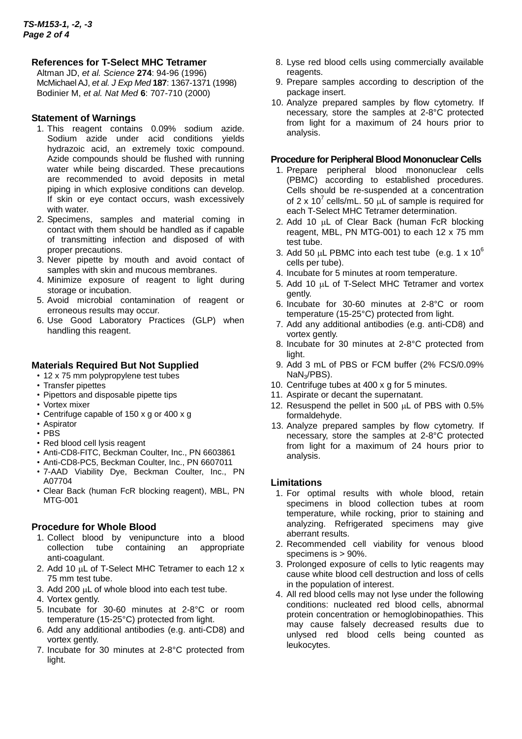## References for T-Select MHC Tetramer

Altman JD, *et al. Science* **274**: 94-96 (1996)
McMichael AJ, *et al. J Exp Med* **187**: 1367-1371 (1998)
Bodinier M, *et al. Nat Med* **6**: 707-710 (2000)

## Statement of Warnings

1. This reagent contains 0.09% sodium azide. Sodium azide under acid conditions yields hydrazoic acid, an extremely toxic compound. Azide compounds should be flushed with running water while being discarded. These precautions are recommended to avoid deposits in metal piping in which explosive conditions can develop. If skin or eye contact occurs, wash excessively with water.
2. Specimens, samples and material coming in contact with them should be handled as if capable of transmitting infection and disposed of with proper precautions.
3. Never pipette by mouth and avoid contact of samples with skin and mucous membranes.
4. Minimize exposure of reagent to light during storage or incubation.
5. Avoid microbial contamination of reagent or erroneous results may occur.
6. Use Good Laboratory Practices (GLP) when handling this reagent.

## Materials Required But Not Supplied

- 12 x 75 mm polypropylene test tubes
- Transfer pipettes
- Pipettors and disposable pipette tips
- Vortex mixer
- Centrifuge capable of 150 x g or 400 x g
- Aspirator
- PBS
- Red blood cell lysis reagent
- Anti-CD8-FITC, Beckman Coulter, Inc., PN 6603861
- Anti-CD8-PC5, Beckman Coulter, Inc., PN 6607011
- 7-AAD Viability Dye, Beckman Coulter, Inc., PN A07704
- Clear Back (human FcR blocking reagent), MBL, PN MTG-001

## Procedure for Whole Blood

1. Collect blood by venipuncture into a blood collection tube containing an appropriate anti-coagulant.
2. Add 10 μL of T-Select MHC Tetramer to each 12 x 75 mm test tube.
3. Add 200 μL of whole blood into each test tube.
4. Vortex gently.
5. Incubate for 30-60 minutes at 2-8°C or room temperature (15-25°C) protected from light.
6. Add any additional antibodies (e.g. anti-CD8) and vortex gently.
7. Incubate for 30 minutes at 2-8°C protected from light.
8. Lyse red blood cells using commercially available reagents.
9. Prepare samples according to description of the package insert.
10. Analyze prepared samples by flow cytometry. If necessary, store the samples at 2-8°C protected from light for a maximum of 24 hours prior to analysis.

## Procedure for Peripheral Blood Mononuclear Cells

1. Prepare peripheral blood mononuclear cells (PBMC) according to established procedures. Cells should be re-suspended at a concentration of 2 x $10^7$ cells/mL. 50 μL of sample is required for each T-Select MHC Tetramer determination.
2. Add 10 μL of Clear Back (human FcR blocking reagent, MBL, PN MTG-001) to each 12 x 75 mm test tube.
3. Add 50 μL PBMC into each test tube (e.g. 1 x $10^6$ cells per tube).
4. Incubate for 5 minutes at room temperature.
5. Add 10 μL of T-Select MHC Tetramer and vortex gently.
6. Incubate for 30-60 minutes at 2-8°C or room temperature (15-25°C) protected from light.
7. Add any additional antibodies (e.g. anti-CD8) and vortex gently.
8. Incubate for 30 minutes at 2-8°C protected from light.
9. Add 3 mL of PBS or FCM buffer (2% FCS/0.09% $NaN_3$/PBS).
10. Centrifuge tubes at 400 x g for 5 minutes.
11. Aspirate or decant the supernatant.
12. Resuspend the pellet in 500 μL of PBS with 0.5% formaldehyde.
13. Analyze prepared samples by flow cytometry. If necessary, store the samples at 2-8°C protected from light for a maximum of 24 hours prior to analysis.

## Limitations

1. For optimal results with whole blood, retain specimens in blood collection tubes at room temperature, while rocking, prior to staining and analyzing. Refrigerated specimens may give aberrant results.
2. Recommended cell viability for venous blood specimens is > 90%.
3. Prolonged exposure of cells to lytic reagents may cause white blood cell destruction and loss of cells in the population of interest.
4. All red blood cells may not lyse under the following conditions: nucleated red blood cells, abnormal protein concentration or hemoglobinopathies. This may cause falsely decreased results due to unlysed red blood cells being counted as leukocytes.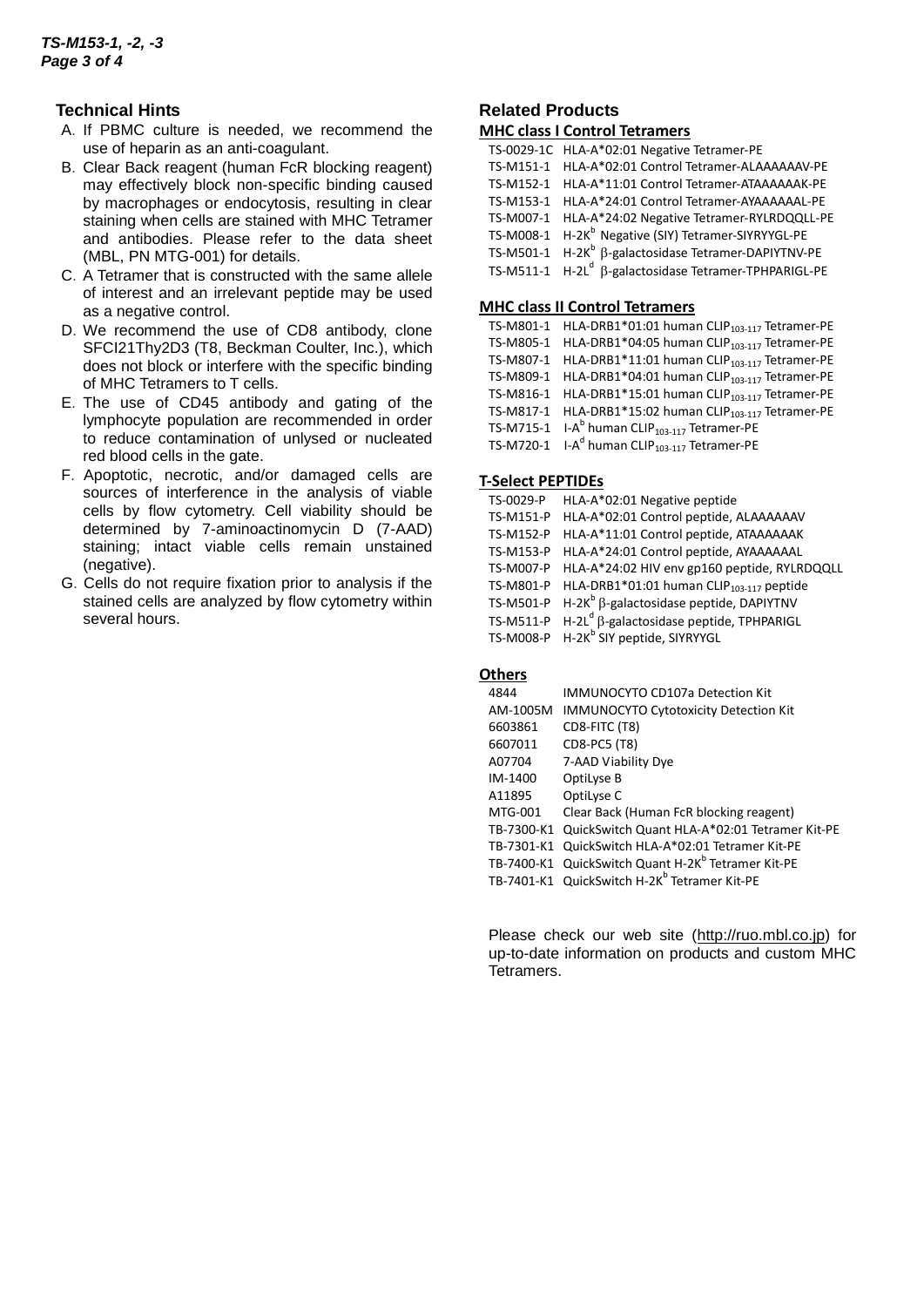## Technical Hints

A. If PBMC culture is needed, we recommend the use of heparin as an anti-coagulant.

B. Clear Back reagent (human FcR blocking reagent) may effectively block non-specific binding caused by macrophages or endocytosis, resulting in clear staining when cells are stained with MHC Tetramer and antibodies. Please refer to the data sheet (MBL, PN MTG-001) for details.

C. A Tetramer that is constructed with the same allele of interest and an irrelevant peptide may be used as a negative control.

D. We recommend the use of CD8 antibody, clone SFCI21Thy2D3 (T8, Beckman Coulter, Inc.), which does not block or interfere with the specific binding of MHC Tetramers to T cells.

E. The use of CD45 antibody and gating of the lymphocyte population are recommended in order to reduce contamination of unlysed or nucleated red blood cells in the gate.

F. Apoptotic, necrotic, and/or damaged cells are sources of interference in the analysis of viable cells by flow cytometry. Cell viability should be determined by 7-aminoactinomycin D (7-AAD) staining; intact viable cells remain unstained (negative).

G. Cells do not require fixation prior to analysis if the stained cells are analyzed by flow cytometry within several hours.

## Related Products

**MHC class I Control Tetramers**

| | |
|---|---|
| TS-0029-1C | HLA-A*02:01 Negative Tetramer-PE |
| TS-M151-1 | HLA-A*02:01 Control Tetramer-ALAAAAAAV-PE |
| TS-M152-1 | HLA-A*11:01 Control Tetramer-ATAAAAAAK-PE |
| TS-M153-1 | HLA-A*24:01 Control Tetramer-AYAAAAAAL-PE |
| TS-M007-1 | HLA-A*24:02 Negative Tetramer-RYLRDQQLL-PE |
| TS-M008-1 | H-2K$^b$ Negative (SIY) Tetramer-SIYRYYGL-PE |
| TS-M501-1 | H-2K$^b$ $\beta$-galactosidase Tetramer-DAPIYTNV-PE |
| TS-M511-1 | H-2L$^d$ $\beta$-galactosidase Tetramer-TPHPARIGL-PE |

**MHC class II Control Tetramers**

| | |
|---|---|
| TS-M801-1 | HLA-DRB1*01:01 human CLIP$_{103\text{-}117}$ Tetramer-PE |
| TS-M805-1 | HLA-DRB1*04:05 human CLIP$_{103\text{-}117}$ Tetramer-PE |
| TS-M807-1 | HLA-DRB1*11:01 human CLIP$_{103\text{-}117}$ Tetramer-PE |
| TS-M809-1 | HLA-DRB1*04:01 human CLIP$_{103\text{-}117}$ Tetramer-PE |
| TS-M816-1 | HLA-DRB1*15:01 human CLIP$_{103\text{-}117}$ Tetramer-PE |
| TS-M817-1 | HLA-DRB1*15:02 human CLIP$_{103\text{-}117}$ Tetramer-PE |
| TS-M715-1 | I-A$^b$ human CLIP$_{103\text{-}117}$ Tetramer-PE |
| TS-M720-1 | I-A$^d$ human CLIP$_{103\text{-}117}$ Tetramer-PE |

**T-Select PEPTIDEs**

| | |
|---|---|
| TS-0029-P | HLA-A*02:01 Negative peptide |
| TS-M151-P | HLA-A*02:01 Control peptide, ALAAAAAAV |
| TS-M152-P | HLA-A*11:01 Control peptide, ATAAAAAAK |
| TS-M153-P | HLA-A*24:01 Control peptide, AYAAAAAAL |
| TS-M007-P | HLA-A*24:02 HIV env gp160 peptide, RYLRDQQLL |
| TS-M801-P | HLA-DRB1*01:01 human CLIP$_{103\text{-}117}$ peptide |
| TS-M501-P | H-2K$^b$ $\beta$-galactosidase peptide, DAPIYTNV |
| TS-M511-P | H-2L$^d$ $\beta$-galactosidase peptide, TPHPARIGL |
| TS-M008-P | H-2K$^b$ SIY peptide, SIYRYYGL |

**Others**

| | |
|---|---|
| 4844 | IMMUNOCYTO CD107a Detection Kit |
| AM-1005M | IMMUNOCYTO Cytotoxicity Detection Kit |
| 6603861 | CD8-FITC (T8) |
| 6607011 | CD8-PC5 (T8) |
| A07704 | 7-AAD Viability Dye |
| IM-1400 | OptiLyse B |
| A11895 | OptiLyse C |
| MTG-001 | Clear Back (Human FcR blocking reagent) |
| TB-7300-K1 | QuickSwitch Quant HLA-A*02:01 Tetramer Kit-PE |
| TB-7301-K1 | QuickSwitch HLA-A*02:01 Tetramer Kit-PE |
| TB-7400-K1 | QuickSwitch Quant H-2K$^b$ Tetramer Kit-PE |
| TB-7401-K1 | QuickSwitch H-2K$^b$ Tetramer Kit-PE |

Please check our web site (http://ruo.mbl.co.jp) for up-to-date information on products and custom MHC Tetramers.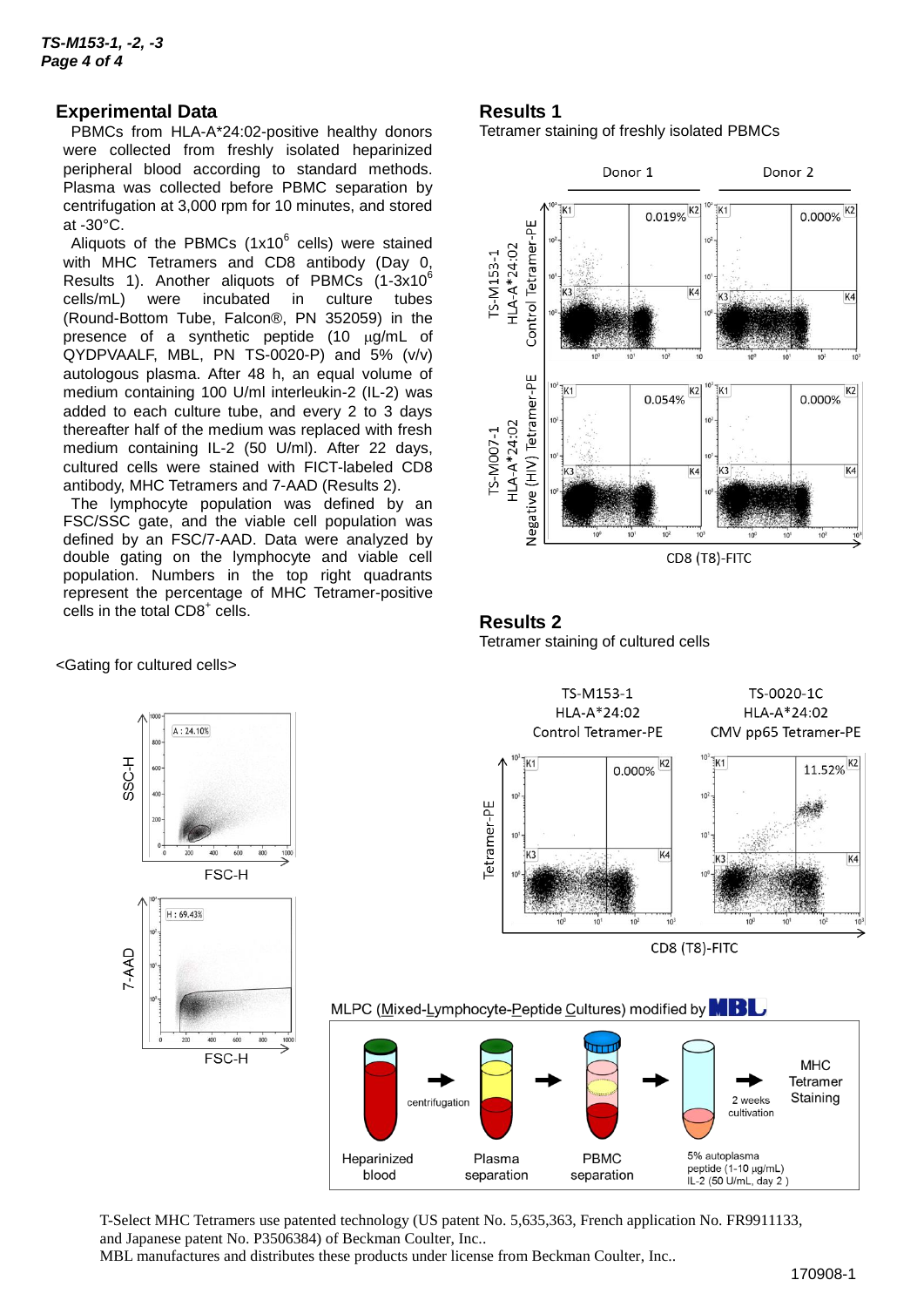## Experimental Data

PBMCs from HLA-A*24:02-positive healthy donors were collected from freshly isolated heparinized peripheral blood according to standard methods. Plasma was collected before PBMC separation by centrifugation at 3,000 rpm for 10 minutes, and stored at -30°C.

Aliquots of the PBMCs ($1 \times 10^6$ cells) were stained with MHC Tetramers and CD8 antibody (Day 0, Results 1). Another aliquots of PBMCs ($1\text{-}3 \times 10^6$ cells/mL) were incubated in culture tubes (Round-Bottom Tube, Falcon®, PN 352059) in the presence of a synthetic peptide (10 µg/mL of QYDPVAALF, MBL, PN TS-0020-P) and 5% (v/v) autologous plasma. After 48 h, an equal volume of medium containing 100 U/ml interleukin-2 (IL-2) was added to each culture tube, and every 2 to 3 days thereafter half of the medium was replaced with fresh medium containing IL-2 (50 U/ml). After 22 days, cultured cells were stained with FICT-labeled CD8 antibody, MHC Tetramers and 7-AAD (Results 2).

The lymphocyte population was defined by an FSC/SSC gate, and the viable cell population was defined by an FSC/7-AAD. Data were analyzed by double gating on the lymphocyte and viable cell population. Numbers in the top right quadrants represent the percentage of MHC Tetramer-positive cells in the total $CD8^+$ cells.

<Gating for cultured cells>

SSC-H
A : 24.10%
FSC-H

7-AAD
H : 69.43%
FSC-H

## Results 1

Tetramer staining of freshly isolated PBMCs

Donor 1
Donor 2

TS-M153-1
HLA-A*24:02
Control Tetramer-PE

K1 K2 K3 K4
0.019%
0.000%

TS-M007-1
HLA-A*24:02
Negative (HIV) Tetramer-PE

K1 K2 K3 K4
0.054%
0.000%

CD8 (T8)-FITC

## Results 2

Tetramer staining of cultured cells

TS-M153-1
HLA-A*24:02
Control Tetramer-PE

TS-0020-1C
HLA-A*24:02
CMV pp65 Tetramer-PE

Tetramer-PE

K1 K2 K3 K4
0.000%
11.52%

CD8 (T8)-FITC

MLPC (Mixed-Lymphocyte-Peptide Cultures) modified by MBL

Heparinized blood
centrifugation
Plasma separation
PBMC separation
5% autoplasma
peptide (1-10 µg/mL)
IL-2 (50 U/mL, day 2 )
2 weeks cultivation
MHC Tetramer Staining

T-Select MHC Tetramers use patented technology (US patent No. 5,635,363, French application No. FR9911133, and Japanese patent No. P3506384) of Beckman Coulter, Inc..
MBL manufactures and distributes these products under license from Beckman Coulter, Inc..

170908-1